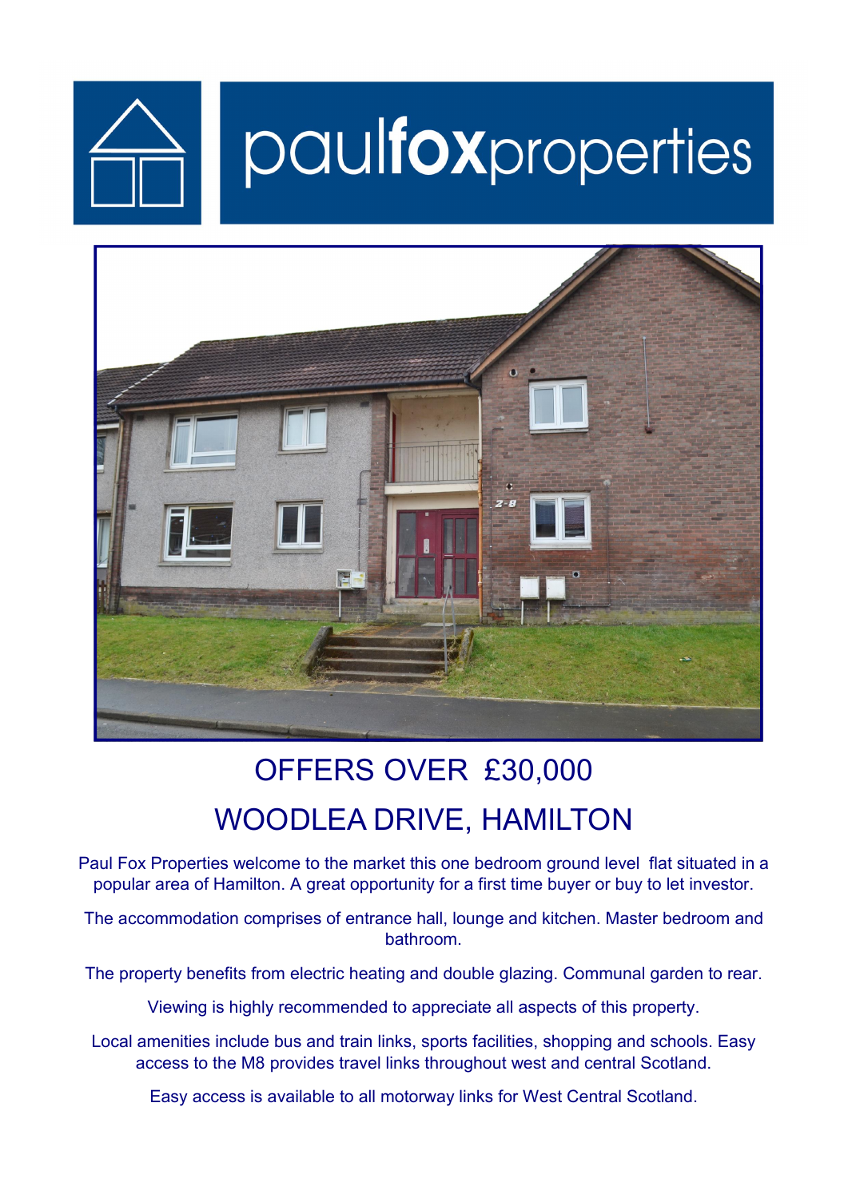paulfoxproperties

# OFFERS OVER £30,000

# WOODLEA DRIVE, HAMILTON

Paul Fox Properties welcome to the market this one bedroom ground level flat situated in a popular area of Hamilton. A great opportunity for a first time buyer or buy to let investor.

The accommodation comprises of entrance hall, lounge and kitchen. Master bedroom and bathroom.

The property benefits from electric heating and double glazing. Communal garden to rear.

Viewing is highly recommended to appreciate all aspects of this property.

Local amenities include bus and train links, sports facilities, shopping and schools. Easy access to the M8 provides travel links throughout west and central Scotland.

Easy access is available to all motorway links for West Central Scotland.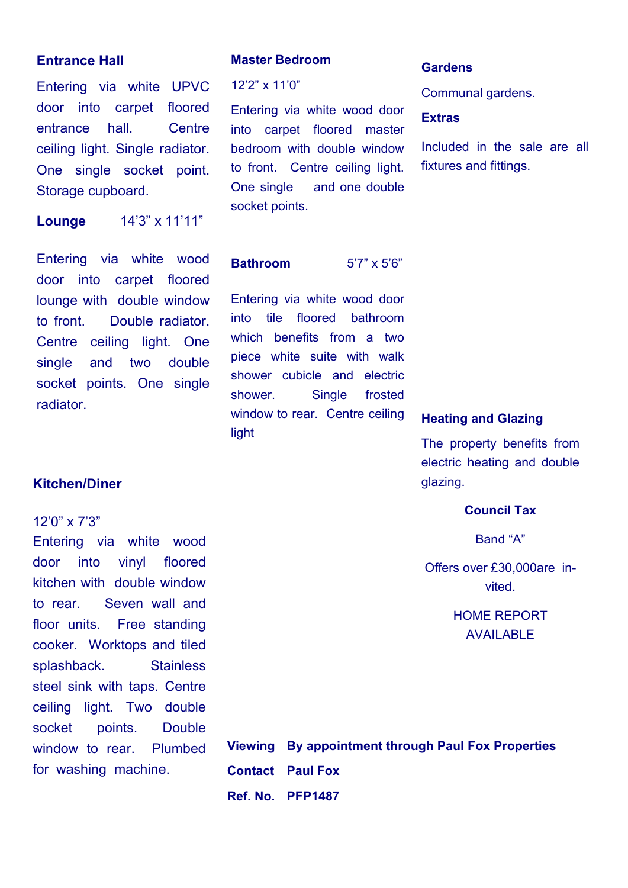## Entrance Hall

Entering via white UPVC door into carpet floored entrance hall. Centre ceiling light. Single radiator. One single socket point. Storage cupboard.

## Lounge 14'3" x 11'11"

Entering via white wood door into carpet floored lounge with double window to front. Double radiator. Centre ceiling light. One single and two double socket points. One single radiator.

## Kitchen/Diner

12'0" x 7'3"

Entering via white wood door into vinyl floored kitchen with double window to rear. Seven wall and floor units. Free standing cooker. Worktops and tiled splashback. Stainless steel sink with taps. Centre ceiling light. Two double socket points. Double window to rear. Plumbed for washing machine.

## Master Bedroom

12'2" x 11'0"

Entering via white wood door into carpet floored master bedroom with double window to front. Centre ceiling light. One single and one double socket points.

## Bathroom 5'7" x 5'6"

Entering via white wood door into tile floored bathroom which benefits from a two piece white suite with walk shower cubicle and electric shower. Single frosted window to rear. Centre ceiling light

## Gardens

Communal gardens.

## Extras

Included in the sale are all fixtures and fittings.

## Heating and Glazing

The property benefits from electric heating and double glazing.

**Council Tax**

Band "A"

Offers over £30,000are invited.

HOME REPORT AVAILABLE

**Viewing** **By appointment through Paul Fox Properties**

**Contact** **Paul Fox**

**Ref. No.** **PFP1487**